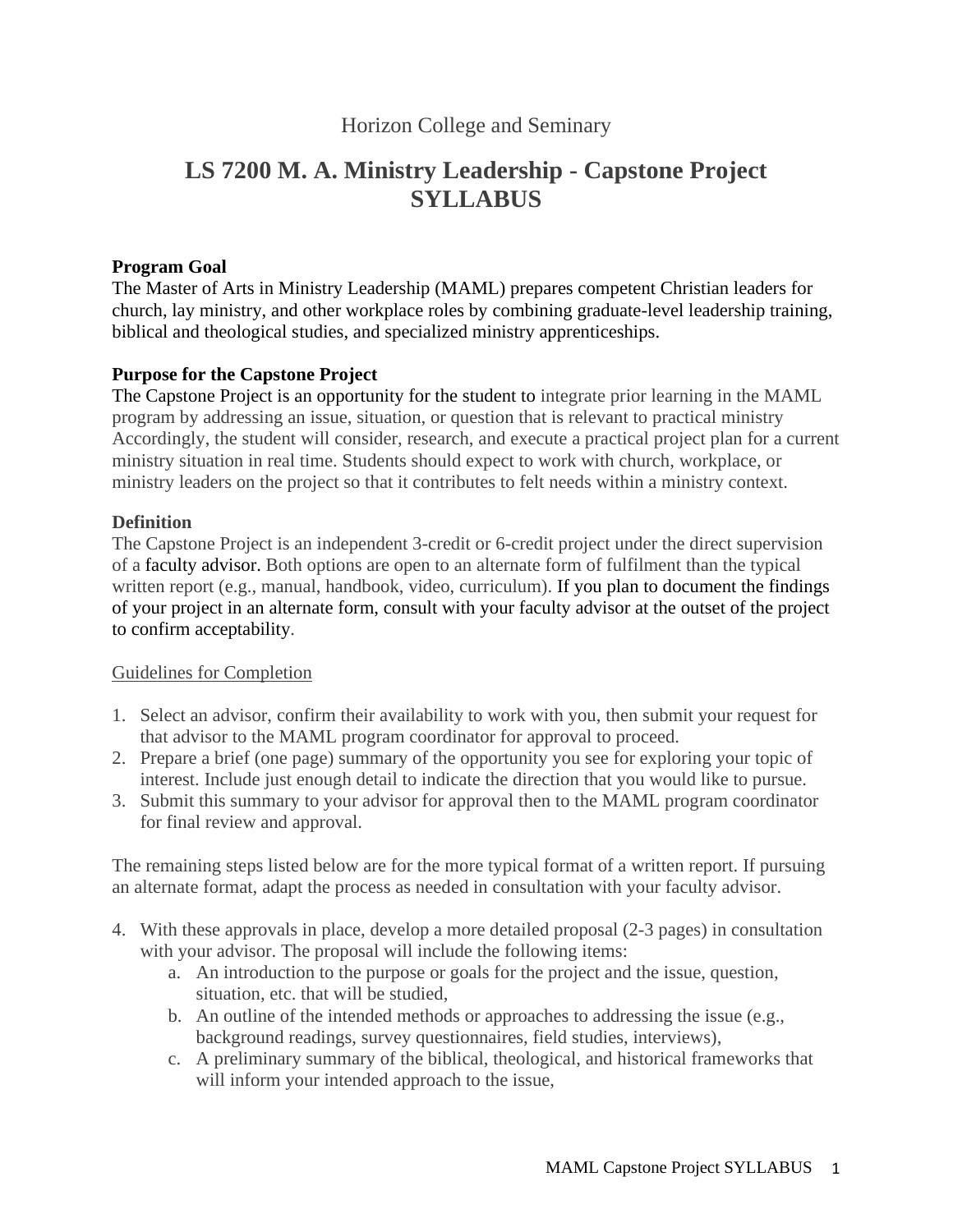Horizon College and Seminary

# LS 7200 M. A. Ministry Leadership - Capstone Project SYLLABUS

**Program Goal**
The Master of Arts in Ministry Leadership (MAML) prepares competent Christian leaders for church, lay ministry, and other workplace roles by combining graduate-level leadership training, biblical and theological studies, and specialized ministry apprenticeships.

**Purpose for the Capstone Project**
The Capstone Project is an opportunity for the student to integrate prior learning in the MAML program by addressing an issue, situation, or question that is relevant to practical ministry Accordingly, the student will consider, research, and execute a practical project plan for a current ministry situation in real time. Students should expect to work with church, workplace, or ministry leaders on the project so that it contributes to felt needs within a ministry context.

**Definition**
The Capstone Project is an independent 3-credit or 6-credit project under the direct supervision of a faculty advisor. Both options are open to an alternate form of fulfilment than the typical written report (e.g., manual, handbook, video, curriculum). If you plan to document the findings of your project in an alternate form, consult with your faculty advisor at the outset of the project to confirm acceptability.

<u>Guidelines for Completion</u>

1. Select an advisor, confirm their availability to work with you, then submit your request for that advisor to the MAML program coordinator for approval to proceed.
2. Prepare a brief (one page) summary of the opportunity you see for exploring your topic of interest. Include just enough detail to indicate the direction that you would like to pursue.
3. Submit this summary to your advisor for approval then to the MAML program coordinator for final review and approval.

The remaining steps listed below are for the more typical format of a written report. If pursuing an alternate format, adapt the process as needed in consultation with your faculty advisor.

4. With these approvals in place, develop a more detailed proposal (2-3 pages) in consultation with your advisor. The proposal will include the following items:
   a. An introduction to the purpose or goals for the project and the issue, question, situation, etc. that will be studied,
   b. An outline of the intended methods or approaches to addressing the issue (e.g., background readings, survey questionnaires, field studies, interviews),
   c. A preliminary summary of the biblical, theological, and historical frameworks that will inform your intended approach to the issue,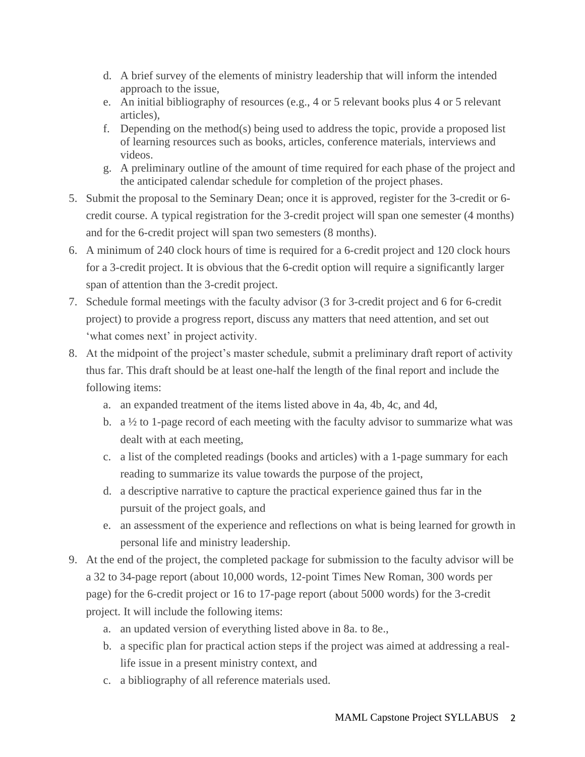d. A brief survey of the elements of ministry leadership that will inform the intended approach to the issue,
   e. An initial bibliography of resources (e.g., 4 or 5 relevant books plus 4 or 5 relevant articles),
   f. Depending on the method(s) being used to address the topic, provide a proposed list of learning resources such as books, articles, conference materials, interviews and videos.
   g. A preliminary outline of the amount of time required for each phase of the project and the anticipated calendar schedule for completion of the project phases.

5. Submit the proposal to the Seminary Dean; once it is approved, register for the 3-credit or 6-credit course. A typical registration for the 3-credit project will span one semester (4 months) and for the 6-credit project will span two semesters (8 months).
6. A minimum of 240 clock hours of time is required for a 6-credit project and 120 clock hours for a 3-credit project. It is obvious that the 6-credit option will require a significantly larger span of attention than the 3-credit project.
7. Schedule formal meetings with the faculty advisor (3 for 3-credit project and 6 for 6-credit project) to provide a progress report, discuss any matters that need attention, and set out 'what comes next' in project activity.
8. At the midpoint of the project's master schedule, submit a preliminary draft report of activity thus far. This draft should be at least one-half the length of the final report and include the following items:
   a. an expanded treatment of the items listed above in 4a, 4b, 4c, and 4d,
   b. a ½ to 1-page record of each meeting with the faculty advisor to summarize what was dealt with at each meeting,
   c. a list of the completed readings (books and articles) with a 1-page summary for each reading to summarize its value towards the purpose of the project,
   d. a descriptive narrative to capture the practical experience gained thus far in the pursuit of the project goals, and
   e. an assessment of the experience and reflections on what is being learned for growth in personal life and ministry leadership.
9. At the end of the project, the completed package for submission to the faculty advisor will be a 32 to 34-page report (about 10,000 words, 12-point Times New Roman, 300 words per page) for the 6-credit project or 16 to 17-page report (about 5000 words) for the 3-credit project. It will include the following items:
   a. an updated version of everything listed above in 8a. to 8e.,
   b. a specific plan for practical action steps if the project was aimed at addressing a real-life issue in a present ministry context, and
   c. a bibliography of all reference materials used.